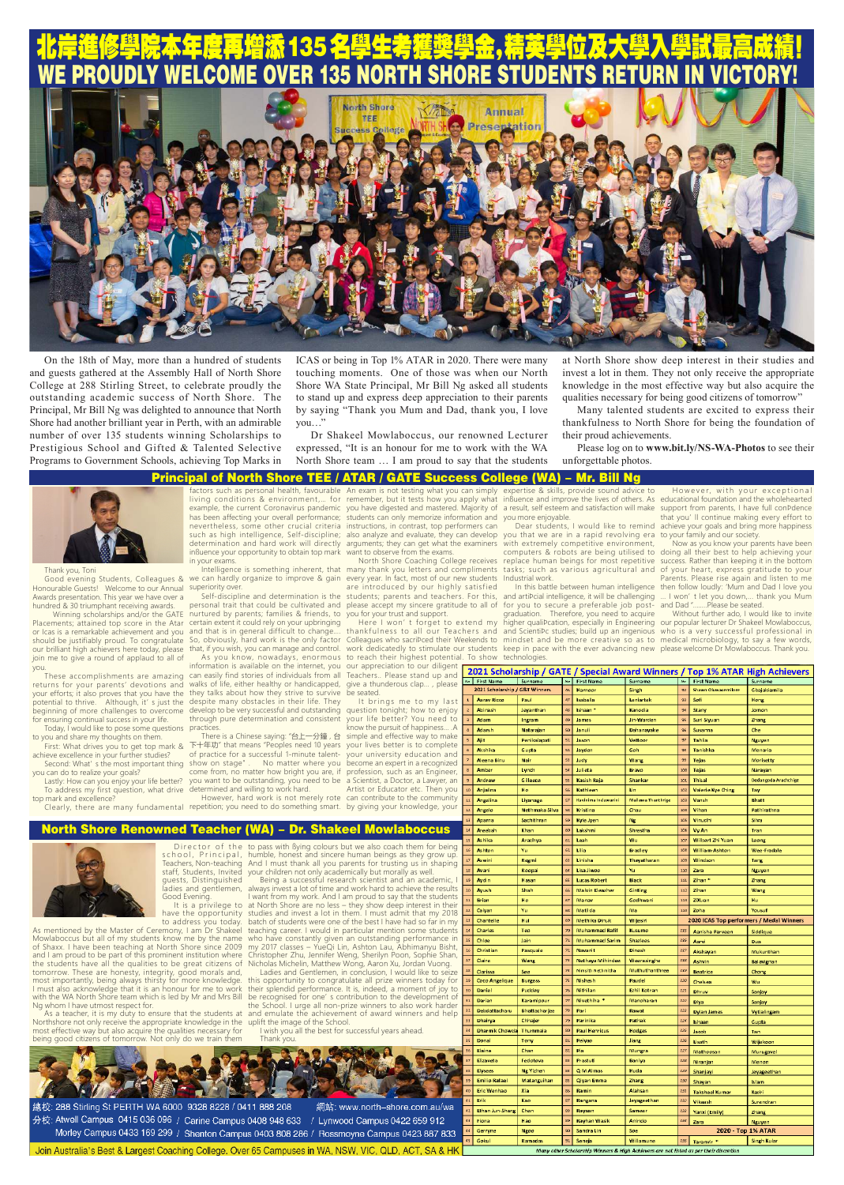# 北岸進修學院本年度再增添135名學生考獲獎學金,精英學位及大學入學試最高成績!

# WE PROUDLY WELCOME OVER 135 NORTH SHORE STUDENTS RETURN IN VICTORY!

On the 18th of May, more than a hundred of students and guests gathered at the Assembly Hall of North Shore College at 288 Stirling Street, to celebrate proudly the outstanding academic success of North Shore. The Principal, Mr Bill Ng was delighted to announce that North Shore had another brilliant year in Perth, with an admirable number of over 135 students winning Scholarships to Prestigious School and Gifted & Talented Selective Programs to Government Schools, achieving Top Marks in ICAS or being in Top 1% ATAR in 2020. There were many touching moments. One of those was when our North Shore WA State Principal, Mr Bill Ng asked all students to stand up and express deep appreciation to their parents by saying "Thank you Mum and Dad, thank you, I love you…"

Dr Shakeel Mowlaboccus, our renowned Lecturer expressed, "It is an honour for me to work with the WA North Shore team … I am proud to say that the students at North Shore show deep interest in their studies and invest a lot in them. They not only receive the appropriate knowledge in the most effective way but also acquire the qualities necessary for being good citizens of tomorrow"

Many talented students are excited to express their thankfulness to North Shore for being the foundation of their proud achievements.

Please log on to **www.bit.ly/NS-WA-Photos** to see their unforgettable photos.

## Principal of North Shore TEE / ATAR / GATE Success College (WA) – Mr. Bill Ng

Thank you, Toni

Good evening Students, Colleagues & Honourable Guests! Welcome to our Annual Awards presentation. This year we have over a hundred & 30 triumphant receiving awards.

Winning scholarships and/or the GATE Placements; attained top score in the Atar or Icas is a remarkable achievement and you should be justifiably proud. To congratulate our brilliant high achievers here today, please join me to give a round of applaud to all of you.

These accomplishments are amazing returns for your parents' devotions and your efforts; it also proves that you have the potential to thrive. Although, it' s just the beginning of more challenges to overcome for ensuring continuous success in your life.

Today, I would like to pose some questions to you and share my thoughts on them.

First: What drives you to get top mark & achieve excellence in your further studies?

Second: What' s the most important thing you can do to realize your goals?

Lastly: How can you enjoy your life better?

To address my first question, what drive top mark and excellence?

Clearly, there are many fundamental factors such as personal health, favourable living conditions & environment,… for example, the current Coronavirus pandemic has been affecting your overall performance; nevertheless, some other crucial criteria such as high intelligence, Self-discipline; determination and hard work will directly influence your opportunity to obtain top mark in your exams.

Intelligence is something inherent, that we can hardly organize to improve & gain superiority over.

Self-discipline and determination is the personal trait that could be cultivated and nurtured by parents; families & friends, to certain extent it could rely on your upbringing and that is in general difficult to change…. So, obviously, hard work is the only factor that, if you wish, you can manage and control.

As you know, nowadays, enormous information is available on the internet, you can easily find stories of individuals from all walks of life, either healthy or handicapped, they talks about how they strive to survive despite many obstacles in their life. They develop to be very successful and outstanding through pure determination and consistent practices.

There is a Chinese saying: "台上一分鐘，台下十年功" that means "Peoples need 10 years of practice for a successful 1-minute talent-show on stage". No matter where you come from, no matter how bright you are, if you want to be outstanding, you need to be determined and willing to work hard.

However, hard work is not merely rote repetition; you need to do something smart. An exam is not testing what you can simply remember, but it tests how you apply what you have digested and memorized. Majority of students can only memorize information and instructions, in contrast, top performers can also analyze and evaluate, they can develop arguments; they can get what the examiners want to observe from the exams.

North Shore Coaching College receives many thank you letters and compliments every year. In fact, most of our new students are introduced by our highly satisfied students; parents and teachers. For this, please accept my sincere gratitude to all of you for your trust and support.

Here I won' t forget to extend my thankfulness to all our Teachers and Colleagues who sacrificed their Weekends to work dedicatedly to stimulate our students to reach their highest potential. To show our appreciation to our diligent Teachers. Please stand up and give a thunderous clap… , please be seated.

It brings me to my last question tonight; how to enjoy your life better? You need to know the pursuit of happiness… A simple and effective way to make your lives better is to complete your university education and become an expert in a recognized profession, such as an Engineer, a Scientist, a Doctor, a Lawyer, an Artist or Educator etc. Then you can contribute to the community by giving your knowledge, your expertise & skills, provide sound advice to influence and improve the lives of others. As a result, self esteem and satisfaction will make you more enjoyable.

Dear students, I would like to remind you that we are in a rapid revolving era with extremely competitive environment, computers & robots are being utilised to replace human beings for most repetitive tasks; such as various agricultural and Industrial work.

In this battle between human intelligence and artificial intelligence, it will be challenging for you to secure a preferable job post-graduation. Therefore, you need to acquire higher qualification, especially in Engineering and Scientific studies; build up an ingenious mindset and be more creative so as to keep in pace with the ever advancing new technologies.

However, with your exceptional educational foundation and the wholehearted support from parents, I have full confidence that you' ll continue making every effort to achieve your goals and bring more happiness to your family and our society.

Now as you know your parents have been doing all their best to help achieving your success. Rather than keeping it in the bottom of your heart, express gratitude to your Parents. Please rise again and listen to me then follow loudly: 'Mum and Dad I love you … I won' t let you down,… thank you Mum and Dad "……Please be seated.

Without further ado, I would like to invite our popular lecturer Dr Shakeel Mowlaboccus, who is a very successful professional in medical microbiology, to say a few words, please welcome Dr Mowlaboccus. Thank you.

## North Shore Renowned Teacher (WA) – Dr. Shakeel Mowlaboccus

Director of the school, Principal, Teachers, Non-teaching staff, Students, Invited guests, Distinguished ladies and gentlemen, Good Evening.

It is a privilege to have the opportunity to address you today.

As mentioned by the Master of Ceremony, I am Dr Shakeel Mowlaboccus but all of my students know me by the name of Shaxx. I have been teaching at North Shore since 2009 and I am proud to be part of this prominent institution where the students have all the qualities to be great citizens of tomorrow. These are honesty, integrity, good morals and, most importantly, being always thirsty for more knowledge. I must also acknowledge that it is an honour for me to work with the WA North Shore team which is led by Mr and Mrs Bill Ng whom I have utmost respect for.

As a teacher, it is my duty to ensure that the students at Northshore not only receive the appropriate knowledge in the most effective way but also acquire the qualities necessary for being good citizens of tomorrow. Not only do we train them to pass with flying colours but we also coach them for being humble, honest and sincere human beings as they grow up. And I must thank all you parents for trusting us in shaping your children not only academically but morally as well.

Being a successful research scientist and an academic, I always invest a lot of time and work hard to achieve the results I want from my work. And I am proud to say that the students at North Shore are no less – they show deep interest in their studies and invest a lot in them. I must admit that my 2018 batch of students were one of the best I have had so far in my teaching career. I would in particular mention some students my 2017 classes – YueQi Lin, Ashton Lau, Abhimanyu Bisht, Christopher Zhu, Jennifer Weng, Sherilyn Poon, Sophie Shan, Nicholas Michelin, Matthew Wong, Aaron Xu, Jordan Vuong.

Ladies and Gentlemen, in conclusion, I would like to seize this opportunity to congratulate all prize winners today for their splendid performance. It is, indeed, a moment of joy to be recognised for one' s contribution to the development of the School. I urge all non-prize winners to also work harder and emulate the achievement of award winners and help uplift the image of the School.

I wish you all the best for successful years ahead.

Thank you.

## 2021 Scholarship / GATE / Special Award Winners / Top 1% ATAR High Achievers

| No | First Name | Surname | No | First Name | Surname | No | First Name | Surname |
|---|---|---|---|---|---|---|---|---|
| | 2021 Scholarship / G&T Winners | | 46 | Harnoor | Singh | 91 | Shaan Okwasemilore | Gbajabiamila |
| 1 | Aarav Ricco | Paul | 47 | Isabella | Lenlartok | 92 | Sofi | Hong |
| 2 | Abinash | Jayanthan | 48 | Ishaan * | Kanodia | 93 | Stany | Jomon |
| 3 | Adam | Ingram | 49 | James | Jin-Warden | 94 | Suri Siyuan | Zhang |
| 4 | Adarsh | Natarajan | 50 | Januli | Dehanayake | 95 | Susanna | Che |
| 5 | Ajit | Panicolapati | 51 | Jason | Veltkoor | 97 | Tahlia | Nguyen |
| 6 | Akshika | Gupta | 52 | Jayden | Goh | 98 | Tanishka | Menaria |
| 7 | Aleena Binu | Nair | 53 | Jody | Wang | 99 | Tejas | Morisetty |
| 8 | Amber | Lynch | 54 | Julieta | Bravo | 100 | Tejas | Narayan |
| 9 | Andrew | Gilleece | 55 | Kasish Raja | Shankar | 101 | Thisal | Dodangoda Arachchige |
| 10 | Anjalina | Ho | 56 | Kathleen | Lin | 102 | Valeria Kye Ching | Tay |
| 11 | Angelina | Liyanage | 57 | Kavisma Induwarini | Mallawa Thantrige | 103 | Vansh | Bhatt |
| 12 | Angelo | Methmaka Silva | 58 | Kristina | Chau | 104 | Vihan | Pathirathna |
| 13 | Aparna | Sachithran | 59 | Kylie Jyen | Ng | 105 | Vinudhi | Silva |
| 14 | Areebah | Khan | 60 | Lakshmi | Shrestha | 106 | Vy An | Tran |
| 15 | Ashika | Anadhya | 61 | Leah | Wu | 107 | Wilbert Zhi Yuan | Leong |
| 16 | Ashton | Yu | 62 | Lilia | Bradley | 108 | William Ashton | Wee-Frodsle |
| 17 | Aswini | Ragmi | 63 | Linisha | Thayatharan | 109 | Windson | Tang |
| 18 | Avani | Koopai | 64 | Lisa Jiwoo | Yu | 110 | Zara | Nguyen |
| 19 | Aydin | Hasan | 65 | Lucas Robert | Black | 111 | Zihan * | Zhang |
| 20 | Ayush | Shah | 66 | Malvin Eleazhar | Girling | 112 | Zihan | Wang |
| 21 | Brian | Ho | 67 | Manav | Godhwani | 113 | ZiXuan | Hu |
| 22 | Calyan | Yu | 68 | Matilda | Ma | 114 | Zoha | Yousuf |
| 23 | Chantelle | Hui | 69 | Methika Dinuk | Wijesiri | | 2020 ICAS Top performers / Medal Winners | |
| 24 | Charles | Teo | 70 | Muhammad Rafif | Busumo | 115 | Aanisha Parveen | Siddique |
| 25 | Chloe | Jain | 71 | Muhammad Salim | Shazleen | 116 | Aarvi | Das |
| 26 | Christian | Pasquale | 72 | Navanit | Dinesh | 117 | Akshayan | Mukunthan |
| 27 | Claire | Wang | 73 | Nethaya Mihindee | Weerasinghe | 118 | Ashmin | Balasignan |
| 28 | Clarissa | See | 74 | Nimsith Nethmitha | Muthuthanthree | 119 | Beatrice | Chong |
| 29 | Coco Angelique | Burgess | 75 | Nishesh | Paudel | 120 | Chelsea | Wu |
| 30 | Daniel | Puckley | 76 | Nithilan | Ezhil Kotran | 121 | Dhruv | Sanjay |
| 31 | Darian | Karampour | 77 | Nivethitha * | Manoharan | 122 | Diya | Sanjay |
| 32 | Deidolfachanu | Bhattacharjee | 78 | Pari | Rawat | 123 | Dylan James | Vythalingam |
| 33 | Dhairya | Chhajer | 79 | Parinika | Pathak | 124 | Ishaan | Gupta |
| 34 | Dharmik Chowdary | Thummala | 80 | Paul Harricus | Hodges | 125 | Jacob | Tan |
| 35 | Donal | Tony | 81 | Peiyao | Jiang | 126 | Justin | Wijekoon |
| 36 | Elaine | Chan | 82 | Pia | Nunga | 127 | Mathesoan | Murugavel |
| 37 | Elizaveta | Fedotova | 83 | Prasudi | Baniya | 128 | Niranjan | Menon |
| 38 | Elysees | Ng Yichen | 84 | Qi Wa Ma | Huda | 129 | Shanjayi | Jeyagaathan |
| 39 | Emilia Rafael | Matangulhan | 85 | Qiyan Emma | Zhang | 130 | Shayan | Islam |
| 40 | Eric Wenhao | Xia | 86 | Ramin | Alahsan | 131 | Takshaal Kumar | Koiri |
| 41 | Erik | Kao | 87 | Rangana | Jeyageethan | 132 | Vikaash | Surendran |
| 42 | Ethan Jun-Sheng | Chen | 88 | Rayaan | Sameer | 133 | Yarol (Emily) | Zhang |
| 43 | Fiona | Hao | 89 | Rayhan Wasik | Anindo | 134 | Zara | Nguyen |
| 44 | Geryme | Ngoo | 90 | Sandra Lin | Soe | | 2020 - Top 1% ATAR | |
| 45 | Gokul | Ramadas | 91 | Senuja | Willamune | 135 | Taranvir * | Singh Kular |

Many other Scholarship Winners & High Achievers are not listed as per their discretion

總校: 288 Stirling St PERTH WA 6000 9328 8228 / 0411 888 208 網站: www.north-shore.com.au/wa

分校: Atwell Campus 0415 036 096 / Carine Campus 0408 948 633 / Lynwood Campus 0422 659 912

Morley Campus 0433 169 299 / Shenton Campus 0403 808 286 / Rossmoyne Campus 0423 887 833

Join Australia's Best & Largest Coaching College. Over 65 Campuses in WA, NSW, VIC, QLD, ACT, SA & HK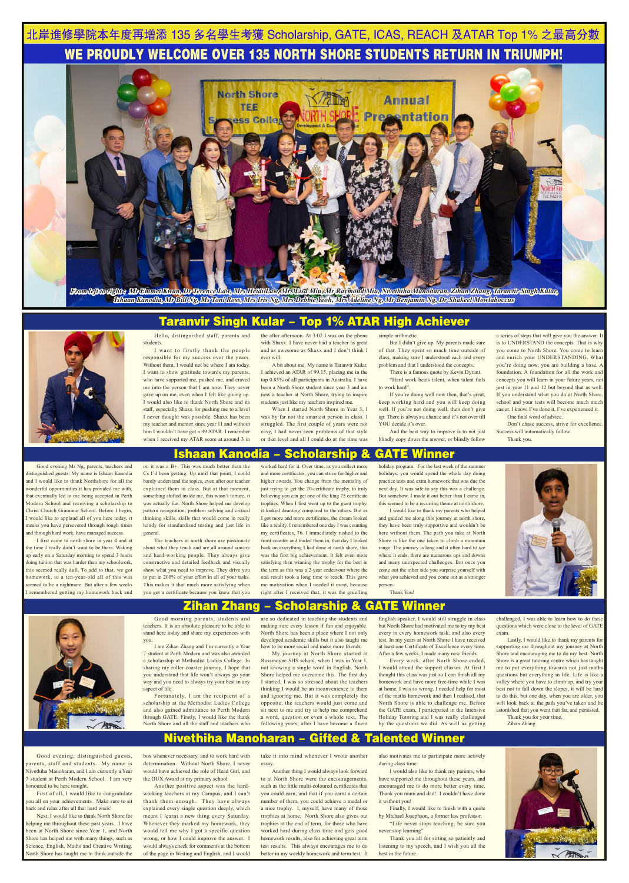# 北岸進修學院本年度再增添 135 多名學生考獲 Scholarship, GATE, ICAS, REACH 及ATAR Top 1% 之最高分數

# WE PROUDLY WELCOME OVER 135 NORTH SHORE STUDENTS RETURN IN TRIUMPH!

*From left to right: Mr Emmet Kwan, Dr Terence Law, Mrs Heidi Law, Mrs Lisa Miu, Mr Raymond Miu, Nivethiha Manoharan, Zihan Zhang, Taranvir Singh Kular, Ishaan Kanodia, Mr Bill Ng, Ms Toni Ross, Mrs Iris Ng, Mrs Debbie Yeoh, Mrs Adeline Ng, Mr Benjamin Ng, Dr Shakeel Mowlaboccus*

## Taranvir Singh Kular – Top 1% ATAR High Achiever

Hello, distinguished staff, parents and students.

I want to firstly thank the people responsible for my success over the years. Without them, I would not be where I am today. I want to show gratitude towards my parents, who have supported me, pushed me, and craved me into the person that I am now. They never gave up on me, even when I felt like giving up. I would also like to thank North Shore and its staff, especially Shaxx for pushing me to a level I never thought was possible. Shaxx has been my teacher and mentor since year 11 and without him I wouldn't have got a 99 ATAR. I remember when I received my ATAR score at around 3 in the after afternoon. At 3:02 I was on the phone with Shaxx. I have never had a teacher as great and as awesome as Shaxx and I don't think I ever will.

A bit about me. My name is Taranvir Kular. I achieved an ATAR of 99.15, placing me in the top 0.85% of all participants in Australia. I have been a North Shore student since year 3 and am now a teacher at North Shore, trying to inspire students just like my teachers inspired me.

When I started North Shore in Year 3, I was by far not the smartest person in class. I struggled. The first couple of years were not easy, I had never seen problems of that style or that level and all I could do at the time was simple arithmetic.

But I didn't give up. My parents made sure of that. They spent so much time outside of class, making sure I understood each and every problem and that I understood the concepts.

There is a famous quote by Kevin Dyrant. "Hard work beats talent, when talent fails to work hard".

If you're doing well now then, that's great, keep working hard and you will keep doing well. If you're not doing well, then don't give up. There is always a chance and it's not over till YOU decide it's over.

And the best way to improve is to not just blindly copy down the answer, or blindly follow a series of steps that will give you the answer. It is to UNDERSTAND the concepts. That is why you come to North Shore. You come to learn and enrich your UNDERSTANDING. What you're doing now, you are building a base. A foundation. A foundation for all the work and concepts you will learn in your future years, not just in year 11 and 12 but beyond that as well. If you understand what you do at North Shore, school and your tests will become much much easier. I know, I've done it, I've experienced it.

One final word of advice.

Don't chase success, strive for excellence. Success will automatically follow.

Thank you.

## Ishaan Kanodia – Scholarship & GATE Winner

Good evening Mr Ng, parents, teachers and distinguished guests. My name is Ishaan Kanodia and I would like to thank Northshore for all the wonderful opportunities it has provided me with, that eventually led to me being accepted in Perth Modern School and receiving a scholarship to Christ Church Grammar School. Before I begin, I would like to applaud all of you here today, it means you have persevered through tough times and through hard work, have managed success.

I first came to north shore in year 4 and at the time I really didn't want to be there. Waking up early on a Saturday morning to spend 3 hours doing tuition that was harder than my schoolwork, this seemed really dull. To add to that, we got homework, to a ten-year-old all of this was seemed to be a nightmare. But after a few weeks I remembered getting my homework back and on it was a B+. This was much better than the Cs I'd been getting. Up until that point, I could barely understand the topics, even after our teacher explained them in class. But at that moment, something shifted inside me, this wasn't torture, it was actually fun. North Shore helped me develop pattern recognition, problem solving and critical thinking skills, skills that would come in really handy for standardised testing and just life in general.

The teachers at north shore are passionate about what they teach and are all around sincere and hard-working people. They always give constructive and detailed feedback and visually show what you need to improve. They drive you to put in 200% of your effort in all of your tasks. This makes it that much more satisfying when you get a certificate because you knew that you worked hard for it. Over time, as you collect more and more certificates, you can strive for higher and higher awards. You change from the mentality of just trying to get the 20-certificate trophy, to truly believing you can get one of the king 75 certificate trophies. When I first went up to the giant trophy, it looked daunting compared to the others. But as I got more and more certificates, the dream looked like a reality. I remembered one day I was counting my certificates, 76. I immediately rushed to the front counter and traded them in, that day I looked back on everything I had done at north shore, this was the first big achievement. It felt even more satisfying then winning the trophy for the best in the term as this was a 2-year endeavour where the end result took a long time to reach. This gave me motivation when I needed it most, because right after I received that, it was the gruelling holiday program. For the last week of the summer holidays, you would spend the whole day doing practice tests and extra homework that was due the next day. It was safe to say this was a challenge. But somehow, I made it out better than I came in, this seemed to be a recurring theme at north shore.

I would like to thank my parents who helped and guided me along this journey at north shore, they have been truly supportive and wouldn't be here without them. The path you take at North Shore is like the one taken to climb a mountain range. The journey is long and it often hard to see where it ends, there are numerous ups and downs and many unexpected challenges. But once you come out the other side you surprise yourself with what you achieved and you come out as a stronger person.

Thank You!

## Zihan Zhang – Scholarship & GATE Winner

Good morning parents, students and teachers. It is an absolute pleasure to be able to stand here today and share my experiences with you.

I am Zihan Zhang and I'm currently a Year 7 student at Perth Modern and was also awarded a scholarship at the Methodist Ladies College. In sharing my roller coaster journey, I hope that you understand that life won't always go your way and you need to always try your best in any aspect of life.

Fortunately, I am the recipient of a scholarship at the Methodist Ladies College and also gained admittance to Perth Modern through GATE. Firstly, I would like the thank North Shore and all the staff and teachers who are so dedicated in teaching the students and making sure every lesson if fun and enjoyable. North Shore has been a place where I not only developed academic skills but it also taught me how to be more social and make more friends.

My journey at North Shore started at Rossmoyne SHS school, when I was in Year 1, not knowing a single word in English. North Shore helped me overcome this. The first day I started, I was so stressed about the teachers thinking I would be an inconvenience to them and ignoring me. But it was completely the opposite, the teachers would just come and sit next to me and try to help me comprehend a word, question or even a whole text. The following years, after I have become a fluent English speaker, I would still struggle in class but North Shore had motivated me to try my best every in every homework task, and also every test. In my years at North Shore I have received at least one Certificate of Excellence every time. After a few weeks, I made many new friends.

Every week, after North Shore ended, I would attend the support classes. At first I thought this class was just so I can finish all my homework and have more free-time while I was at home. I was so wrong. I needed help for most of the maths homework and then I realised, that North Shore is able to challenge me. Before the GATE exam, I participated in the Intensive Holiday Tutoring and I was really challenged by the questions we did. As well as getting challenged, I was able to learn how to do these questions which were close to the level of GATE exam.

Lastly, I would like to thank my parents for supporting me throughout my journey at North Shore and encouraging me to do my best. North Shore is a great tutoring centre which has taught me to put everything towards not just maths questions but everything in life. Life is like a valley where you have to climb up, and try your best not to fall down the slopes, it will be hard to do this, but one day, when you are older, you will look back at the path you've taken and be astonished that you went that far, and persisted.

Thank you for your time.

Zihan Zhang

## Nivethiha Manoharan – Gifted & Talented Winner

Good evening, distinguished guests, parents, staff and students. My name is Nivethiha Manoharan, and I am currently a Year 7 student at Perth Modern School. I am very honoured to be here tonight.

First of all, I would like to congratulate you all on your achievements. Make sure to sit back and relax after all that hard work!

Next, I would like to thank North Shore for helping me throughout these past years. I have been at North Shore since Year 1, and North Shore has helped me with many things, such as Science, English, Maths and Creative Writing. North Shore has taught me to think outside the box whenever necessary, and to work hard with determination. Without North Shore, I never would have achieved the role of Head Girl, and the DUX Award at my primary school.

Another positive aspect was the hard-working teachers at my Campus, and I can't thank them enough. They have always explained every single question deeply, which meant I learnt a new thing every Saturday. Whenever they marked my homework, they would tell me why I got a specific question wrong, or how I could improve the answer. I would always check for comments at the bottom of the page in Writing and English, and I would take it into mind whenever I wrote another essay.

Another thing I would always look forward to at North Shore were the encouragements, such as the little multi-coloured certificates that you could earn, and that if you earnt a certain number of them, you could achieve a medal or a nice trophy. I, myself, have many of those trophies at home. North Shore also gives out trophies at the end of term, for those who have worked hard during class time and gets good homework results, also for achieving great term test results. This always encourages me to do better in my weekly homework and term test. It also motivates me to participate more actively during class time.

I would also like to thank my parents, who have supported me throughout these years, and encouraged me to do more better every time. Thank you mum and dad! I couldn't have done it without you!

Finally, I would like to finish with a quote by Michael Josephson, a former law professor,

"Life never stops teaching, be sure you never stop learning"

Thank you all for sitting so patiently and listening to my speech, and I wish you all the best in the future.